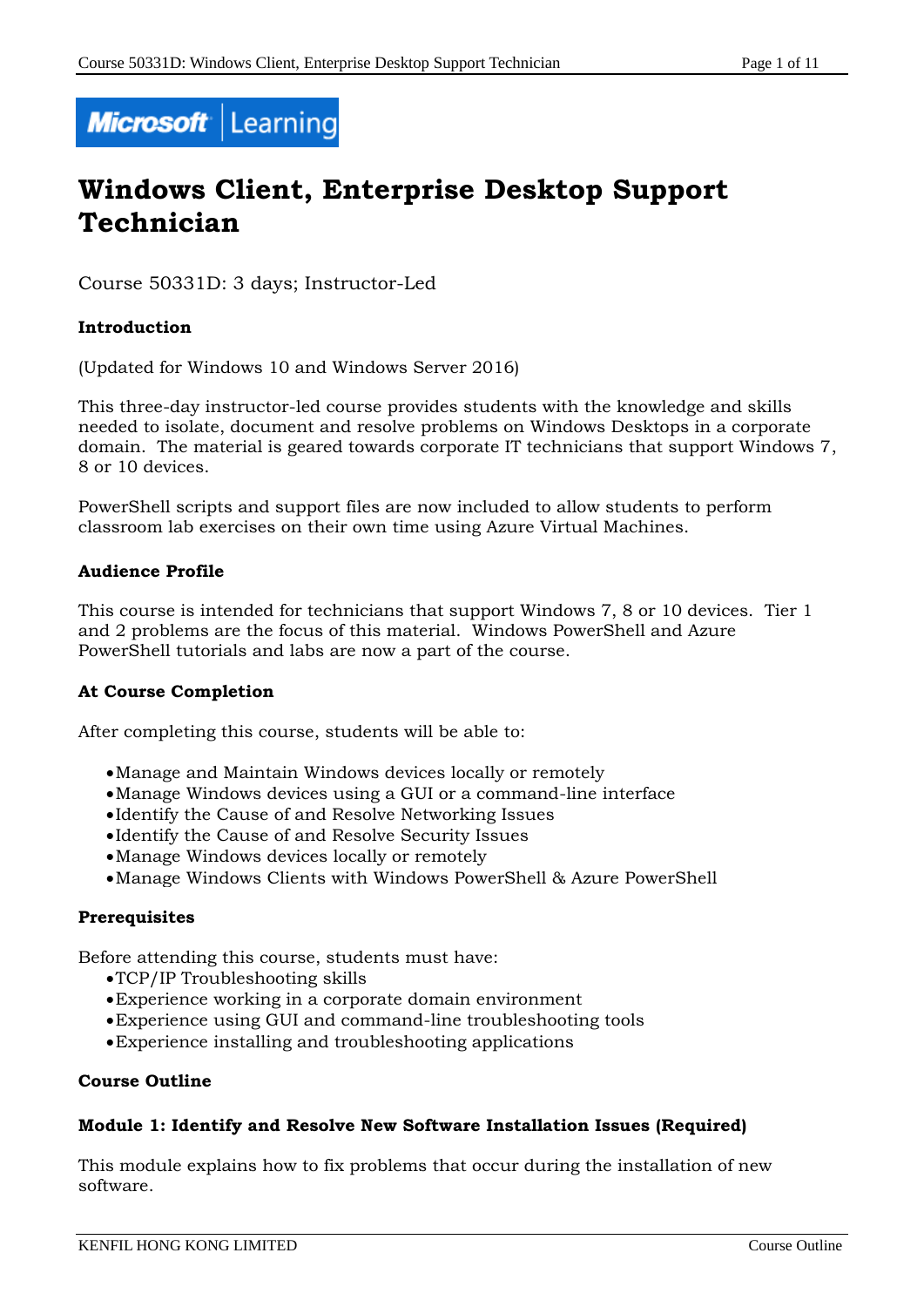# Windows Client, Enterprise Desktop Support Technician

Course 50331D: 3 days; Instructor-Led

**Introduction**

(Updated for Windows 10 and Windows Server 2016)

This three-day instructor-led course provides students with the knowledge and skills needed to isolate, document and resolve problems on Windows Desktops in a corporate domain. The material is geared towards corporate IT technicians that support Windows 7, 8 or 10 devices.

PowerShell scripts and support files are now included to allow students to perform classroom lab exercises on their own time using Azure Virtual Machines.

**Audience Profile**

This course is intended for technicians that support Windows 7, 8 or 10 devices. Tier 1 and 2 problems are the focus of this material. Windows PowerShell and Azure PowerShell tutorials and labs are now a part of the course.

**At Course Completion**

After completing this course, students will be able to:

- Manage and Maintain Windows devices locally or remotely
- Manage Windows devices using a GUI or a command-line interface
- Identify the Cause of and Resolve Networking Issues
- Identify the Cause of and Resolve Security Issues
- Manage Windows devices locally or remotely
- Manage Windows Clients with Windows PowerShell & Azure PowerShell

**Prerequisites**

Before attending this course, students must have:

- TCP/IP Troubleshooting skills
- Experience working in a corporate domain environment
- Experience using GUI and command-line troubleshooting tools
- Experience installing and troubleshooting applications

**Course Outline**

**Module 1: Identify and Resolve New Software Installation Issues (Required)**

This module explains how to fix problems that occur during the installation of new software.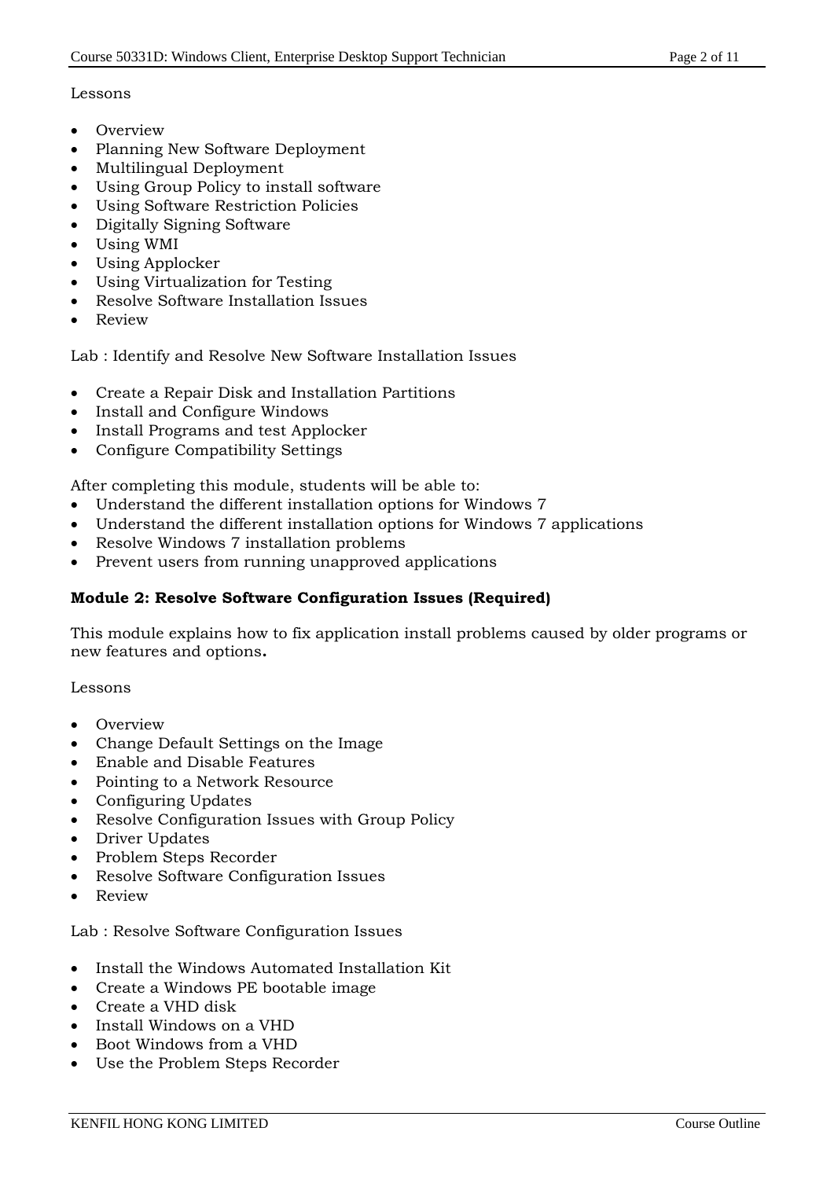Lessons

- Overview
- Planning New Software Deployment
- Multilingual Deployment
- Using Group Policy to install software
- Using Software Restriction Policies
- Digitally Signing Software
- Using WMI
- Using Applocker
- Using Virtualization for Testing
- Resolve Software Installation Issues
- Review

Lab : Identify and Resolve New Software Installation Issues

- Create a Repair Disk and Installation Partitions
- Install and Configure Windows
- Install Programs and test Applocker
- Configure Compatibility Settings

After completing this module, students will be able to:

- Understand the different installation options for Windows 7
- Understand the different installation options for Windows 7 applications
- Resolve Windows 7 installation problems
- Prevent users from running unapproved applications

**Module 2: Resolve Software Configuration Issues (Required)**

This module explains how to fix application install problems caused by older programs or new features and options**.**

Lessons

- Overview
- Change Default Settings on the Image
- Enable and Disable Features
- Pointing to a Network Resource
- Configuring Updates
- Resolve Configuration Issues with Group Policy
- Driver Updates
- Problem Steps Recorder
- Resolve Software Configuration Issues
- Review

Lab : Resolve Software Configuration Issues

- Install the Windows Automated Installation Kit
- Create a Windows PE bootable image
- Create a VHD disk
- Install Windows on a VHD
- Boot Windows from a VHD
- Use the Problem Steps Recorder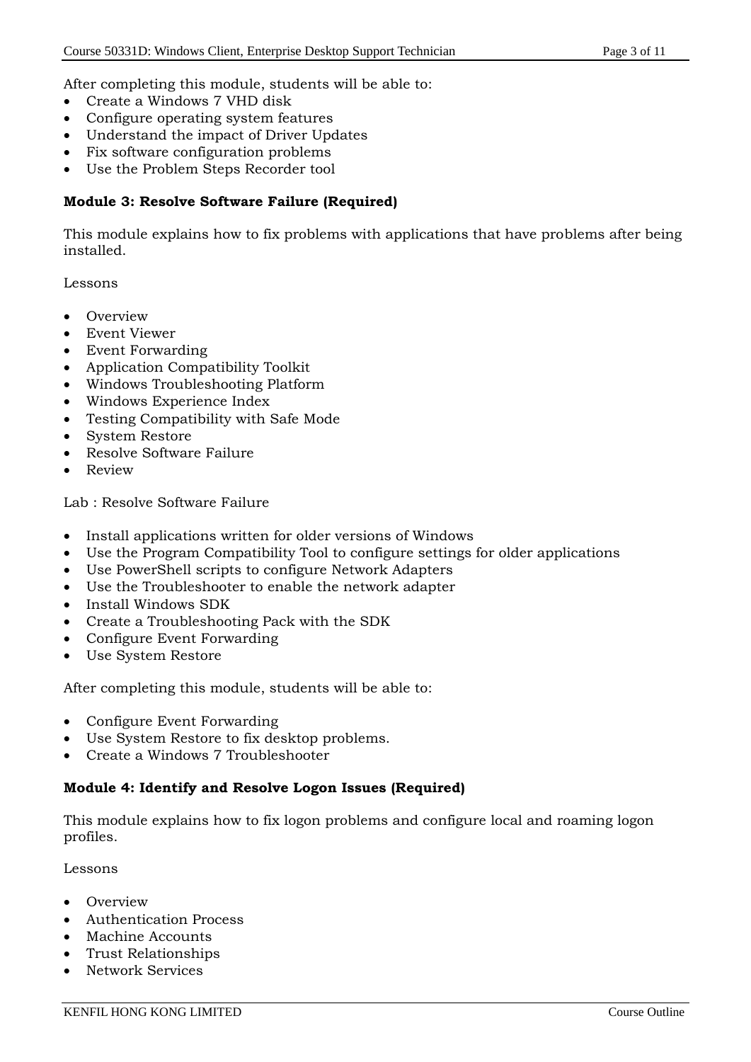After completing this module, students will be able to:

- Create a Windows 7 VHD disk
- Configure operating system features
- Understand the impact of Driver Updates
- Fix software configuration problems
- Use the Problem Steps Recorder tool

**Module 3: Resolve Software Failure (Required)**

This module explains how to fix problems with applications that have problems after being installed.

Lessons

- Overview
- Event Viewer
- Event Forwarding
- Application Compatibility Toolkit
- Windows Troubleshooting Platform
- Windows Experience Index
- Testing Compatibility with Safe Mode
- System Restore
- Resolve Software Failure
- Review

Lab : Resolve Software Failure

- Install applications written for older versions of Windows
- Use the Program Compatibility Tool to configure settings for older applications
- Use PowerShell scripts to configure Network Adapters
- Use the Troubleshooter to enable the network adapter
- Install Windows SDK
- Create a Troubleshooting Pack with the SDK
- Configure Event Forwarding
- Use System Restore

After completing this module, students will be able to:

- Configure Event Forwarding
- Use System Restore to fix desktop problems.
- Create a Windows 7 Troubleshooter

**Module 4: Identify and Resolve Logon Issues (Required)**

This module explains how to fix logon problems and configure local and roaming logon profiles.

Lessons

- Overview
- Authentication Process
- Machine Accounts
- Trust Relationships
- Network Services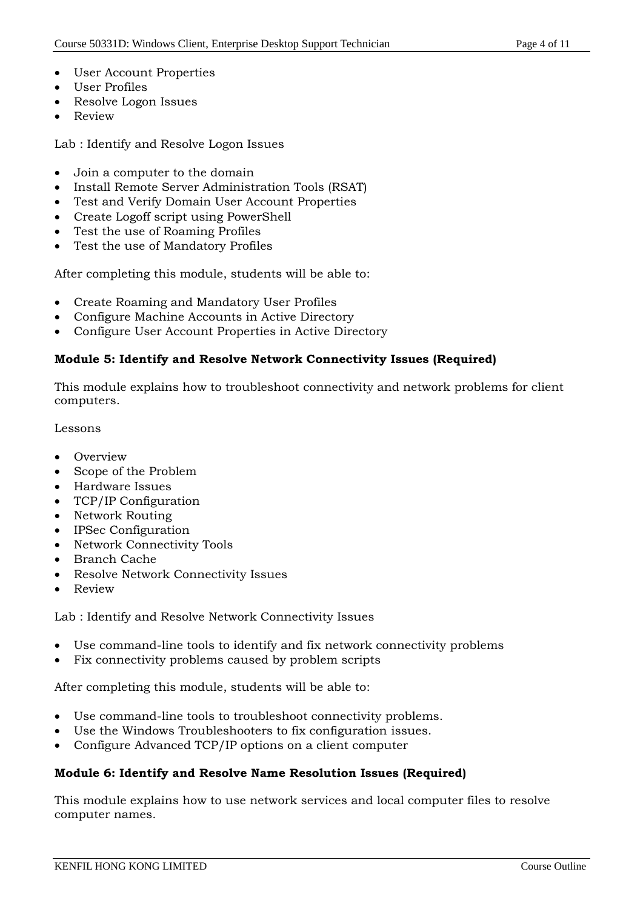- User Account Properties
- User Profiles
- Resolve Logon Issues
- Review

Lab : Identify and Resolve Logon Issues

- Join a computer to the domain
- Install Remote Server Administration Tools (RSAT)
- Test and Verify Domain User Account Properties
- Create Logoff script using PowerShell
- Test the use of Roaming Profiles
- Test the use of Mandatory Profiles

After completing this module, students will be able to:

- Create Roaming and Mandatory User Profiles
- Configure Machine Accounts in Active Directory
- Configure User Account Properties in Active Directory

**Module 5: Identify and Resolve Network Connectivity Issues (Required)**

This module explains how to troubleshoot connectivity and network problems for client computers.

Lessons

- Overview
- Scope of the Problem
- Hardware Issues
- TCP/IP Configuration
- Network Routing
- IPSec Configuration
- Network Connectivity Tools
- Branch Cache
- Resolve Network Connectivity Issues
- Review

Lab : Identify and Resolve Network Connectivity Issues

- Use command-line tools to identify and fix network connectivity problems
- Fix connectivity problems caused by problem scripts

After completing this module, students will be able to:

- Use command-line tools to troubleshoot connectivity problems.
- Use the Windows Troubleshooters to fix configuration issues.
- Configure Advanced TCP/IP options on a client computer

**Module 6: Identify and Resolve Name Resolution Issues (Required)**

This module explains how to use network services and local computer files to resolve computer names.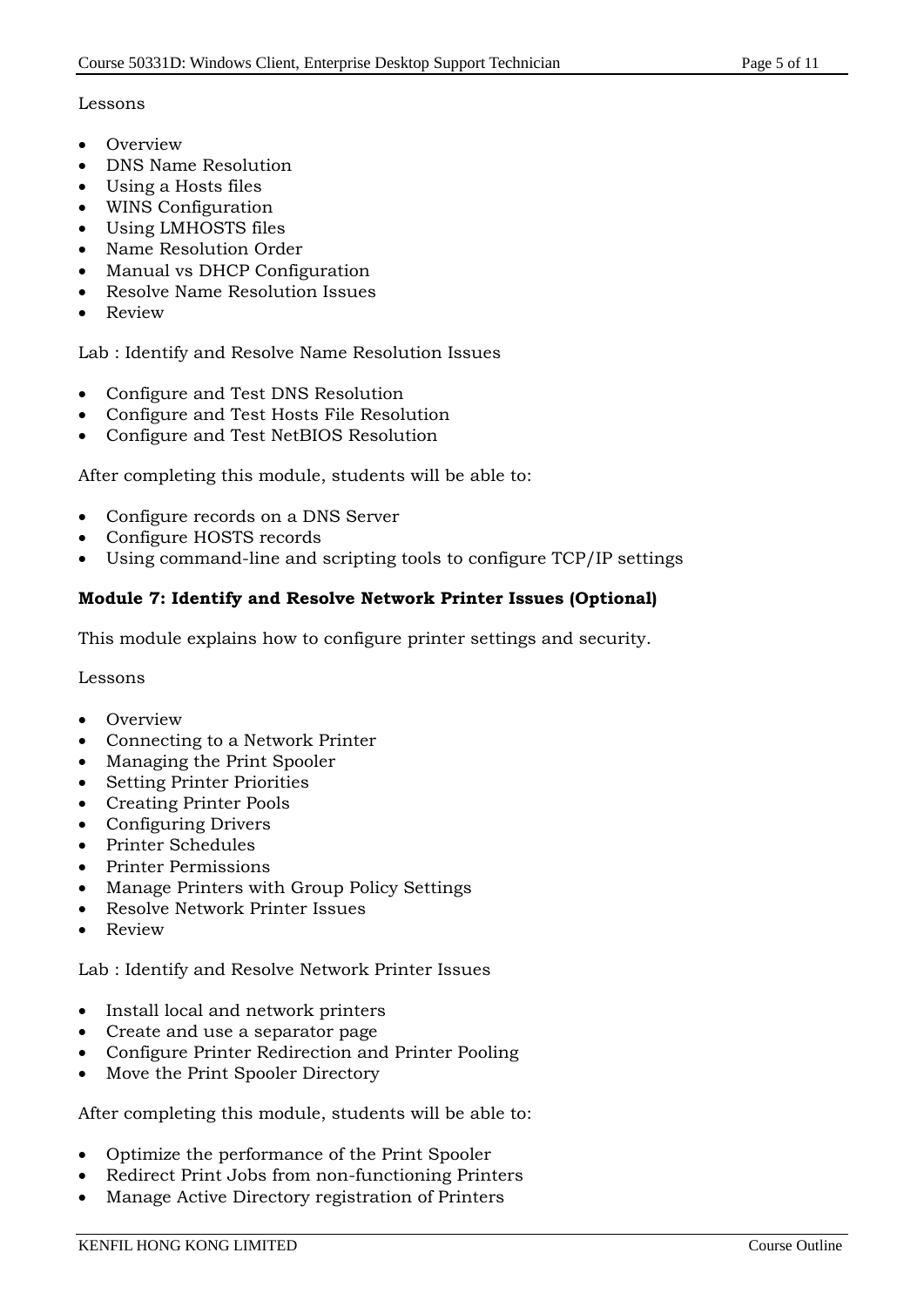Lessons

- Overview
- DNS Name Resolution
- Using a Hosts files
- WINS Configuration
- Using LMHOSTS files
- Name Resolution Order
- Manual vs DHCP Configuration
- Resolve Name Resolution Issues
- Review

Lab : Identify and Resolve Name Resolution Issues

- Configure and Test DNS Resolution
- Configure and Test Hosts File Resolution
- Configure and Test NetBIOS Resolution

After completing this module, students will be able to:

- Configure records on a DNS Server
- Configure HOSTS records
- Using command-line and scripting tools to configure TCP/IP settings

**Module 7: Identify and Resolve Network Printer Issues (Optional)**

This module explains how to configure printer settings and security.

Lessons

- Overview
- Connecting to a Network Printer
- Managing the Print Spooler
- Setting Printer Priorities
- Creating Printer Pools
- Configuring Drivers
- Printer Schedules
- Printer Permissions
- Manage Printers with Group Policy Settings
- Resolve Network Printer Issues
- Review

Lab : Identify and Resolve Network Printer Issues

- Install local and network printers
- Create and use a separator page
- Configure Printer Redirection and Printer Pooling
- Move the Print Spooler Directory

After completing this module, students will be able to:

- Optimize the performance of the Print Spooler
- Redirect Print Jobs from non-functioning Printers
- Manage Active Directory registration of Printers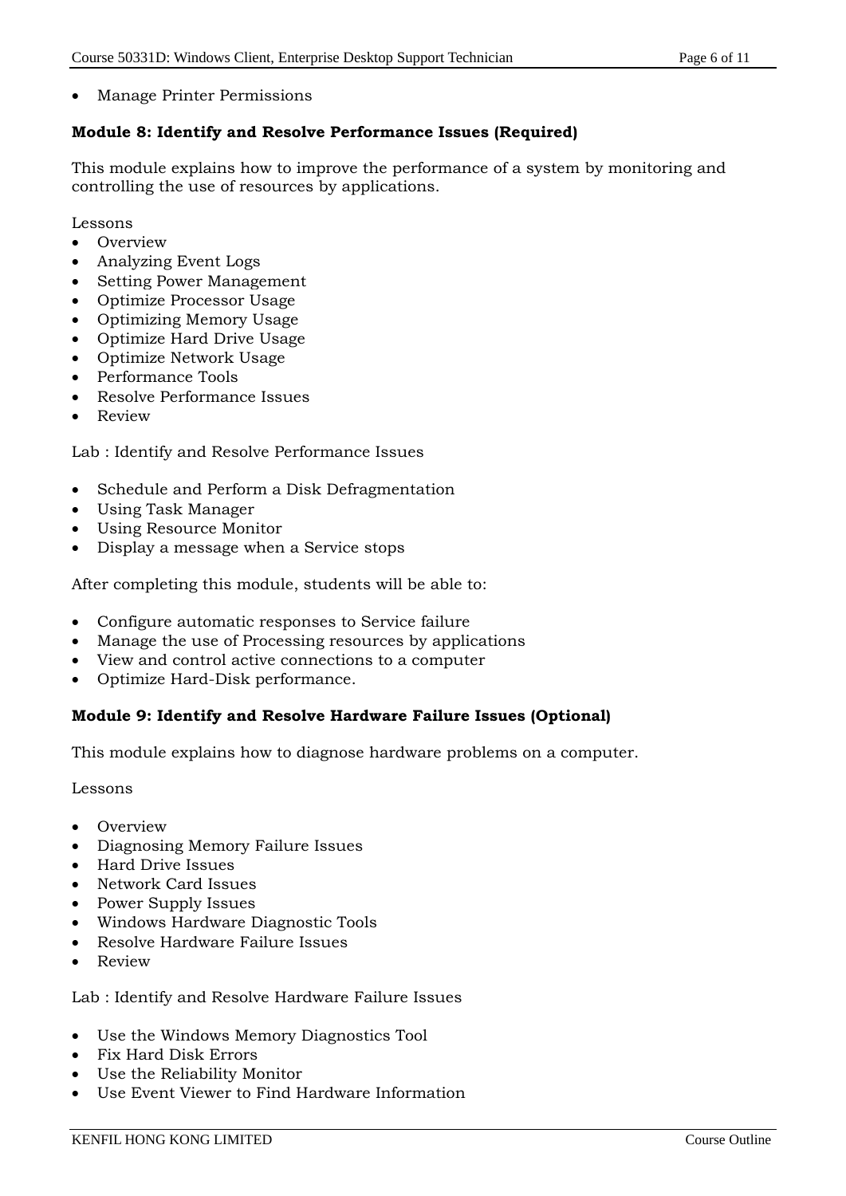- Manage Printer Permissions

**Module 8: Identify and Resolve Performance Issues (Required)**

This module explains how to improve the performance of a system by monitoring and controlling the use of resources by applications.

Lessons

- Overview
- Analyzing Event Logs
- Setting Power Management
- Optimize Processor Usage
- Optimizing Memory Usage
- Optimize Hard Drive Usage
- Optimize Network Usage
- Performance Tools
- Resolve Performance Issues
- Review

Lab : Identify and Resolve Performance Issues

- Schedule and Perform a Disk Defragmentation
- Using Task Manager
- Using Resource Monitor
- Display a message when a Service stops

After completing this module, students will be able to:

- Configure automatic responses to Service failure
- Manage the use of Processing resources by applications
- View and control active connections to a computer
- Optimize Hard-Disk performance.

**Module 9: Identify and Resolve Hardware Failure Issues (Optional)**

This module explains how to diagnose hardware problems on a computer.

Lessons

- Overview
- Diagnosing Memory Failure Issues
- Hard Drive Issues
- Network Card Issues
- Power Supply Issues
- Windows Hardware Diagnostic Tools
- Resolve Hardware Failure Issues
- Review

Lab : Identify and Resolve Hardware Failure Issues

- Use the Windows Memory Diagnostics Tool
- Fix Hard Disk Errors
- Use the Reliability Monitor
- Use Event Viewer to Find Hardware Information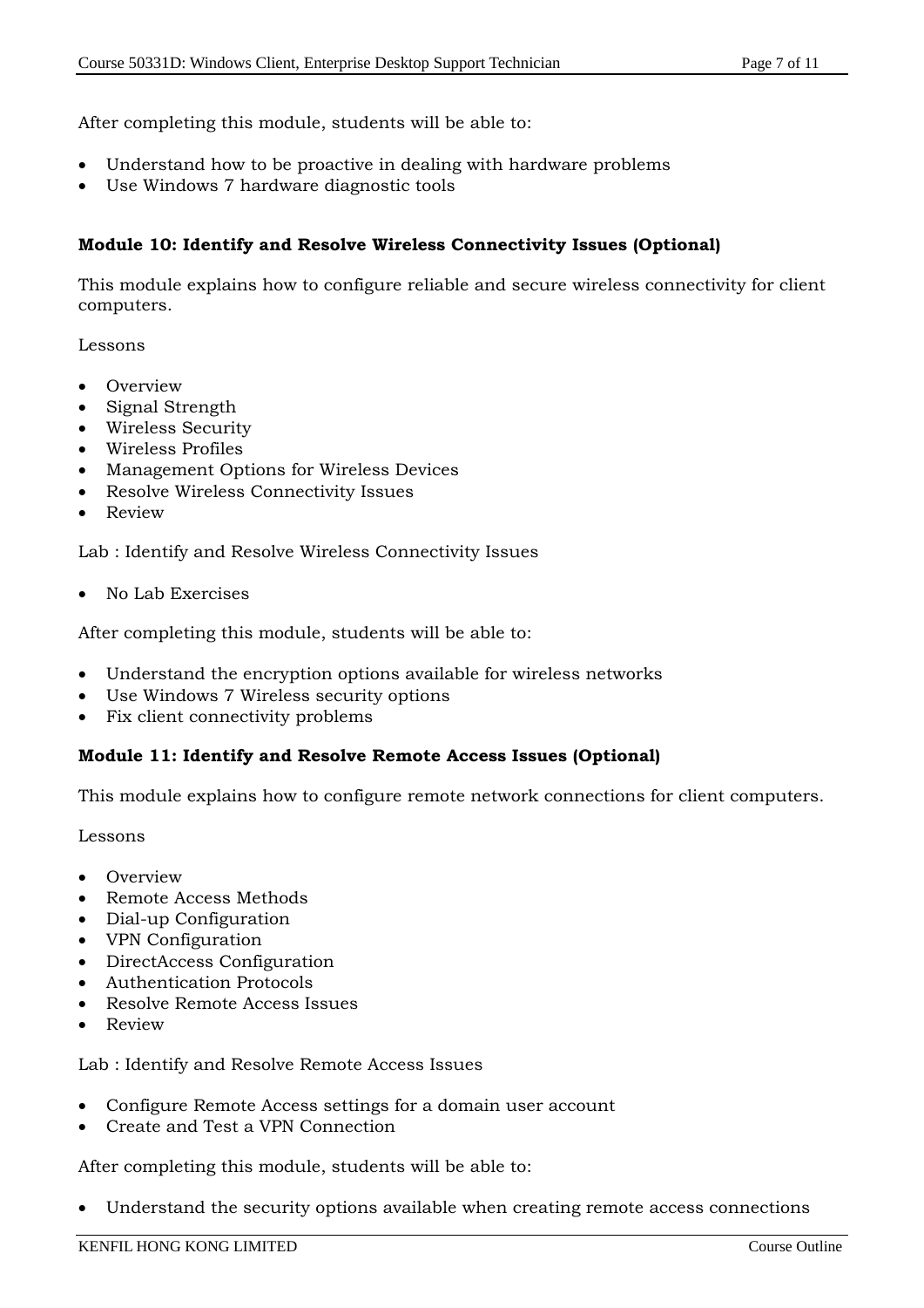After completing this module, students will be able to:

- Understand how to be proactive in dealing with hardware problems
- Use Windows 7 hardware diagnostic tools

**Module 10: Identify and Resolve Wireless Connectivity Issues (Optional)**

This module explains how to configure reliable and secure wireless connectivity for client computers.

Lessons

- Overview
- Signal Strength
- Wireless Security
- Wireless Profiles
- Management Options for Wireless Devices
- Resolve Wireless Connectivity Issues
- Review

Lab : Identify and Resolve Wireless Connectivity Issues

- No Lab Exercises

After completing this module, students will be able to:

- Understand the encryption options available for wireless networks
- Use Windows 7 Wireless security options
- Fix client connectivity problems

**Module 11: Identify and Resolve Remote Access Issues (Optional)**

This module explains how to configure remote network connections for client computers.

Lessons

- Overview
- Remote Access Methods
- Dial-up Configuration
- VPN Configuration
- DirectAccess Configuration
- Authentication Protocols
- Resolve Remote Access Issues
- Review

Lab : Identify and Resolve Remote Access Issues

- Configure Remote Access settings for a domain user account
- Create and Test a VPN Connection

After completing this module, students will be able to:

- Understand the security options available when creating remote access connections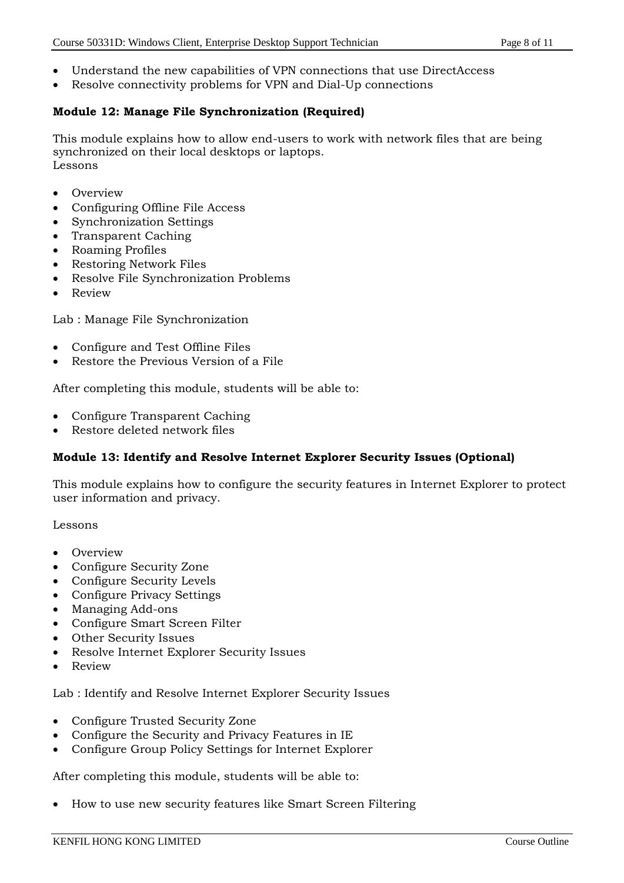- Understand the new capabilities of VPN connections that use DirectAccess
- Resolve connectivity problems for VPN and Dial-Up connections

### Module 12: Manage File Synchronization (Required)

This module explains how to allow end-users to work with network files that are being synchronized on their local desktops or laptops.
Lessons

- Overview
- Configuring Offline File Access
- Synchronization Settings
- Transparent Caching
- Roaming Profiles
- Restoring Network Files
- Resolve File Synchronization Problems
- Review

Lab : Manage File Synchronization

- Configure and Test Offline Files
- Restore the Previous Version of a File

After completing this module, students will be able to:

- Configure Transparent Caching
- Restore deleted network files

### Module 13: Identify and Resolve Internet Explorer Security Issues (Optional)

This module explains how to configure the security features in Internet Explorer to protect user information and privacy.

Lessons

- Overview
- Configure Security Zone
- Configure Security Levels
- Configure Privacy Settings
- Managing Add-ons
- Configure Smart Screen Filter
- Other Security Issues
- Resolve Internet Explorer Security Issues
- Review

Lab : Identify and Resolve Internet Explorer Security Issues

- Configure Trusted Security Zone
- Configure the Security and Privacy Features in IE
- Configure Group Policy Settings for Internet Explorer

After completing this module, students will be able to:

- How to use new security features like Smart Screen Filtering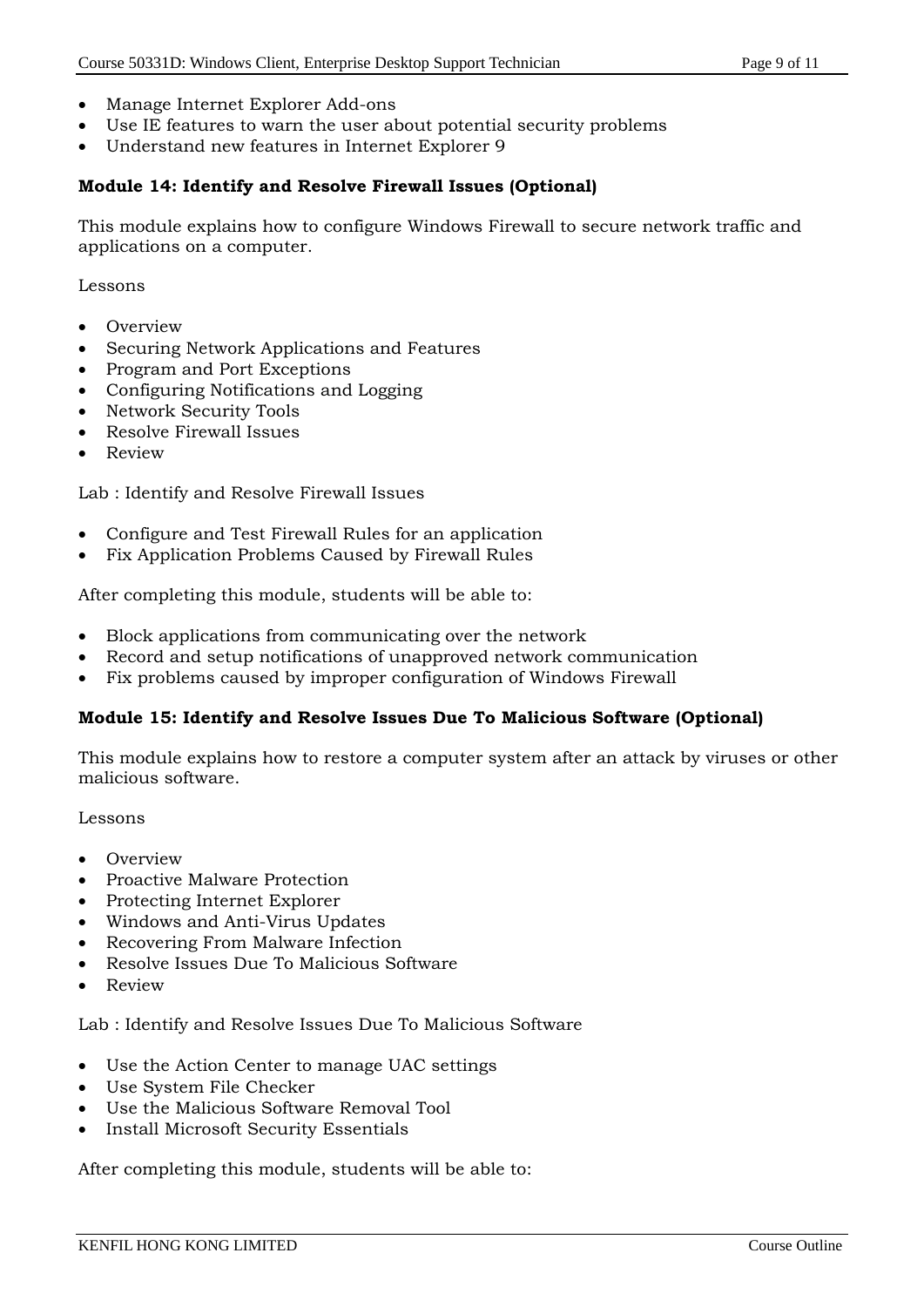- Manage Internet Explorer Add-ons
- Use IE features to warn the user about potential security problems
- Understand new features in Internet Explorer 9

### Module 14: Identify and Resolve Firewall Issues (Optional)

This module explains how to configure Windows Firewall to secure network traffic and applications on a computer.

Lessons

- Overview
- Securing Network Applications and Features
- Program and Port Exceptions
- Configuring Notifications and Logging
- Network Security Tools
- Resolve Firewall Issues
- Review

Lab : Identify and Resolve Firewall Issues

- Configure and Test Firewall Rules for an application
- Fix Application Problems Caused by Firewall Rules

After completing this module, students will be able to:

- Block applications from communicating over the network
- Record and setup notifications of unapproved network communication
- Fix problems caused by improper configuration of Windows Firewall

### Module 15: Identify and Resolve Issues Due To Malicious Software (Optional)

This module explains how to restore a computer system after an attack by viruses or other malicious software.

Lessons

- Overview
- Proactive Malware Protection
- Protecting Internet Explorer
- Windows and Anti-Virus Updates
- Recovering From Malware Infection
- Resolve Issues Due To Malicious Software
- Review

Lab : Identify and Resolve Issues Due To Malicious Software

- Use the Action Center to manage UAC settings
- Use System File Checker
- Use the Malicious Software Removal Tool
- Install Microsoft Security Essentials

After completing this module, students will be able to: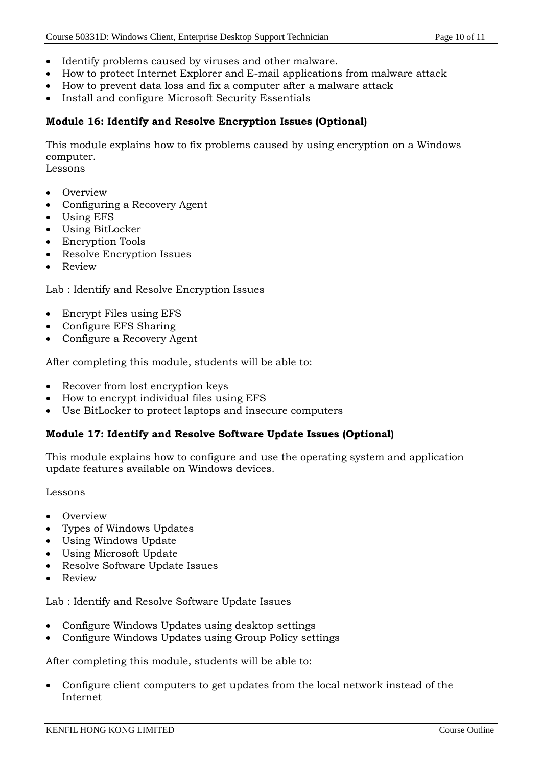- Identify problems caused by viruses and other malware.
- How to protect Internet Explorer and E-mail applications from malware attack
- How to prevent data loss and fix a computer after a malware attack
- Install and configure Microsoft Security Essentials

**Module 16: Identify and Resolve Encryption Issues (Optional)**

This module explains how to fix problems caused by using encryption on a Windows computer.
Lessons

- Overview
- Configuring a Recovery Agent
- Using EFS
- Using BitLocker
- Encryption Tools
- Resolve Encryption Issues
- Review

Lab : Identify and Resolve Encryption Issues

- Encrypt Files using EFS
- Configure EFS Sharing
- Configure a Recovery Agent

After completing this module, students will be able to:

- Recover from lost encryption keys
- How to encrypt individual files using EFS
- Use BitLocker to protect laptops and insecure computers

**Module 17: Identify and Resolve Software Update Issues (Optional)**

This module explains how to configure and use the operating system and application update features available on Windows devices.

Lessons

- Overview
- Types of Windows Updates
- Using Windows Update
- Using Microsoft Update
- Resolve Software Update Issues
- Review

Lab : Identify and Resolve Software Update Issues

- Configure Windows Updates using desktop settings
- Configure Windows Updates using Group Policy settings

After completing this module, students will be able to:

- Configure client computers to get updates from the local network instead of the Internet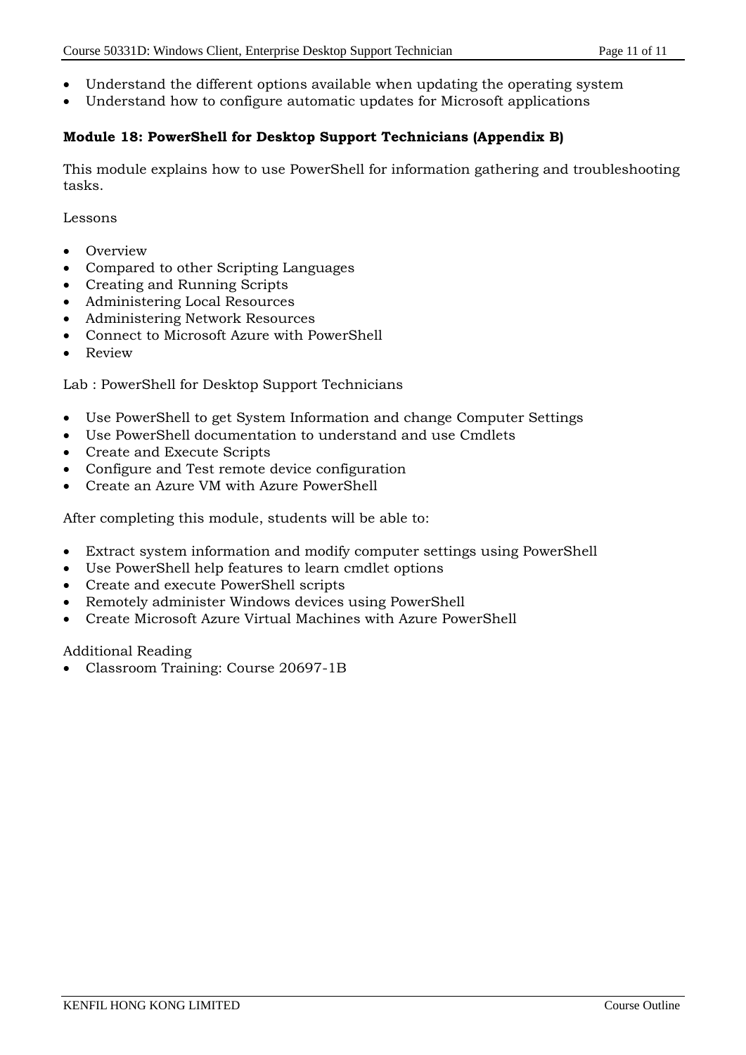- Understand the different options available when updating the operating system
- Understand how to configure automatic updates for Microsoft applications

**Module 18: PowerShell for Desktop Support Technicians (Appendix B)**

This module explains how to use PowerShell for information gathering and troubleshooting tasks.

Lessons

- Overview
- Compared to other Scripting Languages
- Creating and Running Scripts
- Administering Local Resources
- Administering Network Resources
- Connect to Microsoft Azure with PowerShell
- Review

Lab : PowerShell for Desktop Support Technicians

- Use PowerShell to get System Information and change Computer Settings
- Use PowerShell documentation to understand and use Cmdlets
- Create and Execute Scripts
- Configure and Test remote device configuration
- Create an Azure VM with Azure PowerShell

After completing this module, students will be able to:

- Extract system information and modify computer settings using PowerShell
- Use PowerShell help features to learn cmdlet options
- Create and execute PowerShell scripts
- Remotely administer Windows devices using PowerShell
- Create Microsoft Azure Virtual Machines with Azure PowerShell

Additional Reading

- Classroom Training: Course 20697-1B